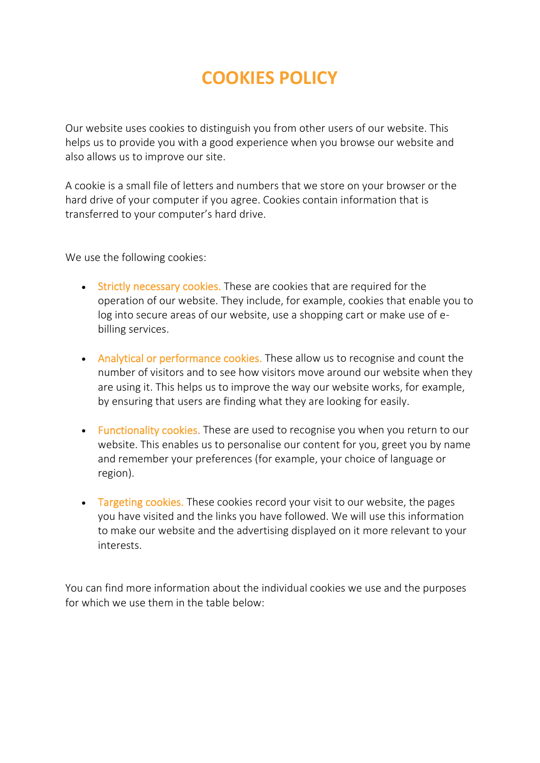# COOKIES POLICY

Our website uses cookies to distinguish you from other users of our website. This helps us to provide you with a good experience when you browse our website and also allows us to improve our site.

A cookie is a small file of letters and numbers that we store on your browser or the hard drive of your computer if you agree. Cookies contain information that is transferred to your computer's hard drive.

We use the following cookies:

- Strictly necessary cookies. These are cookies that are required for the operation of our website. They include, for example, cookies that enable you to log into secure areas of our website, use a shopping cart or make use of e-billing services.

- Analytical or performance cookies. These allow us to recognise and count the number of visitors and to see how visitors move around our website when they are using it. This helps us to improve the way our website works, for example, by ensuring that users are finding what they are looking for easily.

- Functionality cookies. These are used to recognise you when you return to our website. This enables us to personalise our content for you, greet you by name and remember your preferences (for example, your choice of language or region).

- Targeting cookies. These cookies record your visit to our website, the pages you have visited and the links you have followed. We will use this information to make our website and the advertising displayed on it more relevant to your interests.

You can find more information about the individual cookies we use and the purposes for which we use them in the table below: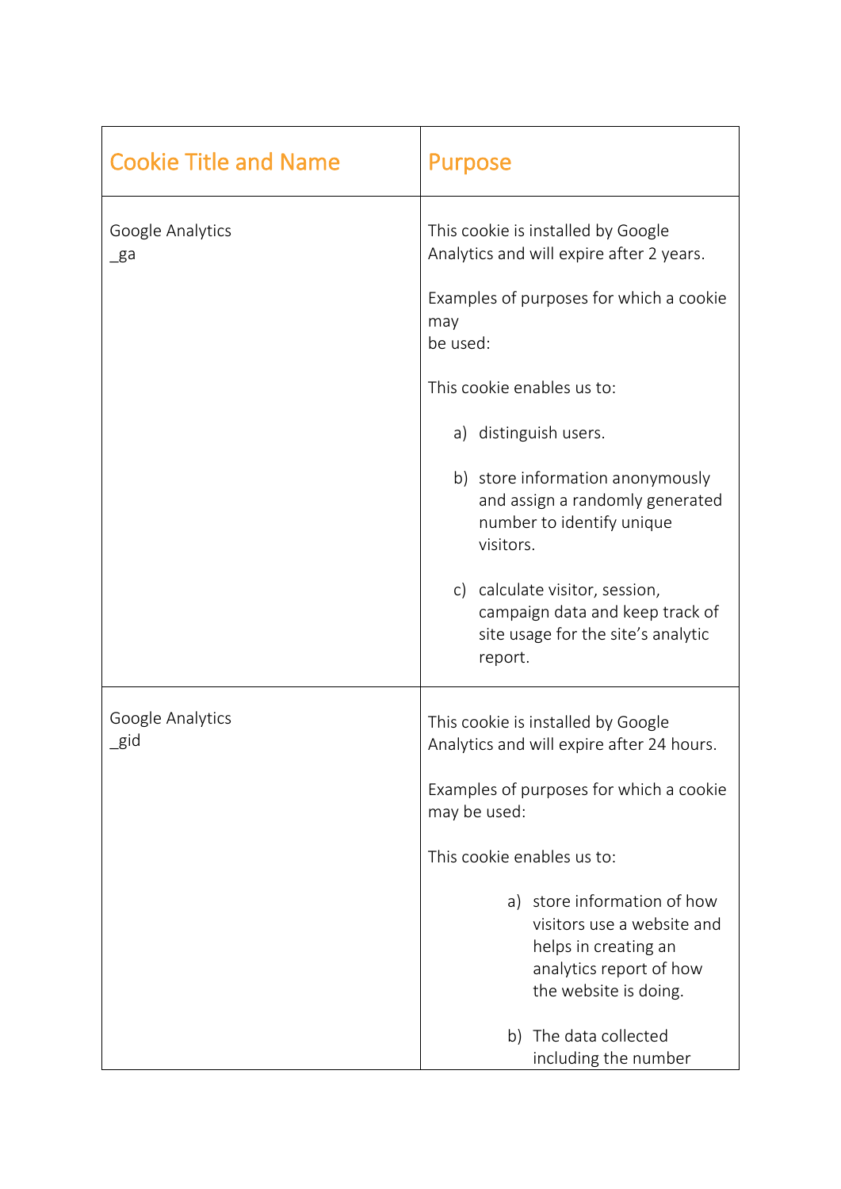| Cookie Title and Name | Purpose |
| --- | --- |
| Google Analytics<br>_ga | This cookie is installed by Google Analytics and will expire after 2 years.<br><br>Examples of purposes for which a cookie may be used:<br><br>This cookie enables us to:<br><br>a) distinguish users.<br><br>b) store information anonymously and assign a randomly generated number to identify unique visitors.<br><br>c) calculate visitor, session, campaign data and keep track of site usage for the site's analytic report. |
| Google Analytics<br>_gid | This cookie is installed by Google Analytics and will expire after 24 hours.<br><br>Examples of purposes for which a cookie may be used:<br><br>This cookie enables us to:<br><br>a) store information of how visitors use a website and helps in creating an analytics report of how the website is doing.<br><br>b) The data collected including the number |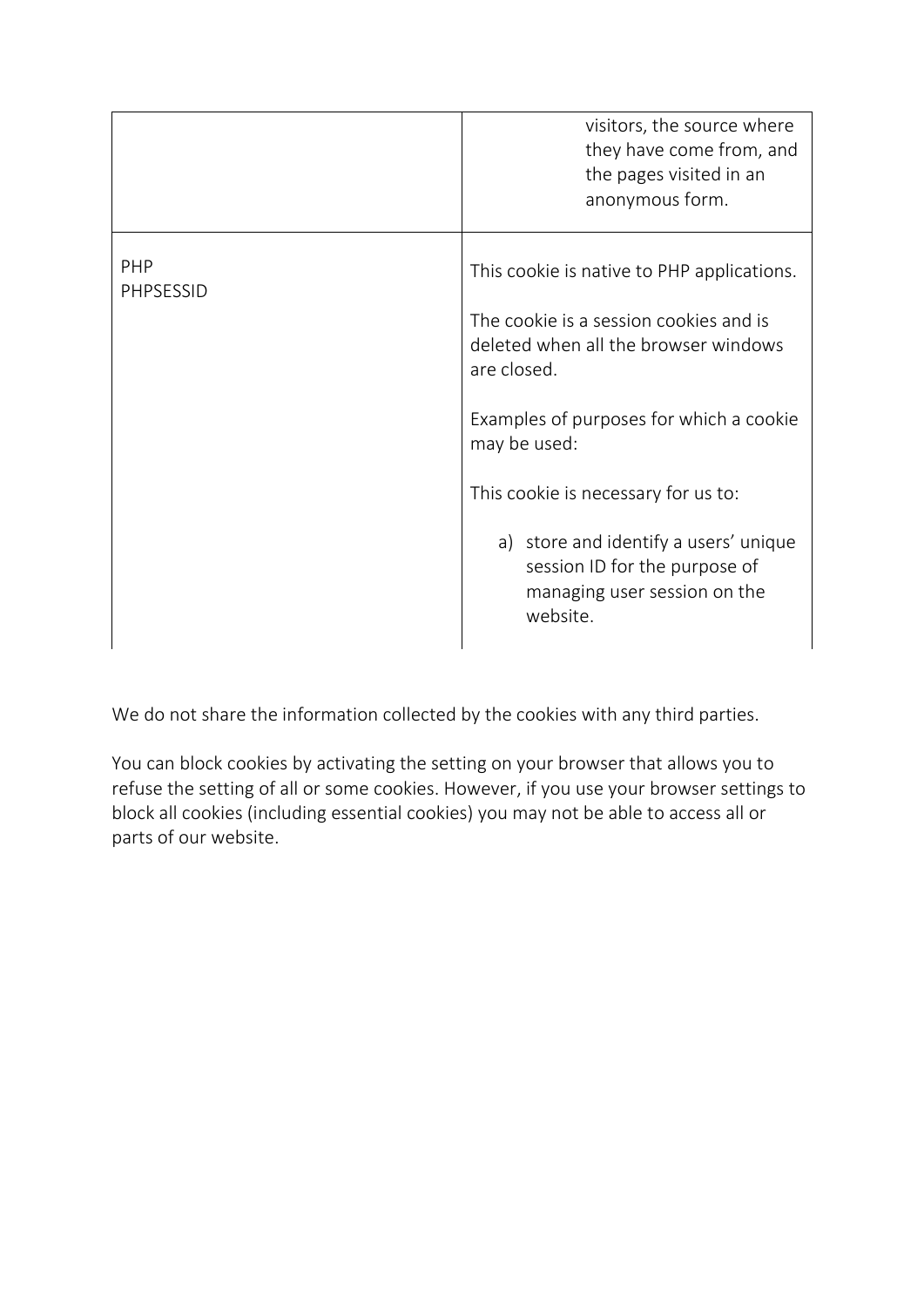| | |
|---|---|
| | visitors, the source where they have come from, and the pages visited in an anonymous form. |
| PHP<br>PHPSESSID | This cookie is native to PHP applications.<br><br>The cookie is a session cookies and is deleted when all the browser windows are closed.<br><br>Examples of purposes for which a cookie may be used:<br><br>This cookie is necessary for us to:<br><br>a) store and identify a users' unique session ID for the purpose of managing user session on the website. |

We do not share the information collected by the cookies with any third parties.

You can block cookies by activating the setting on your browser that allows you to refuse the setting of all or some cookies. However, if you use your browser settings to block all cookies (including essential cookies) you may not be able to access all or parts of our website.